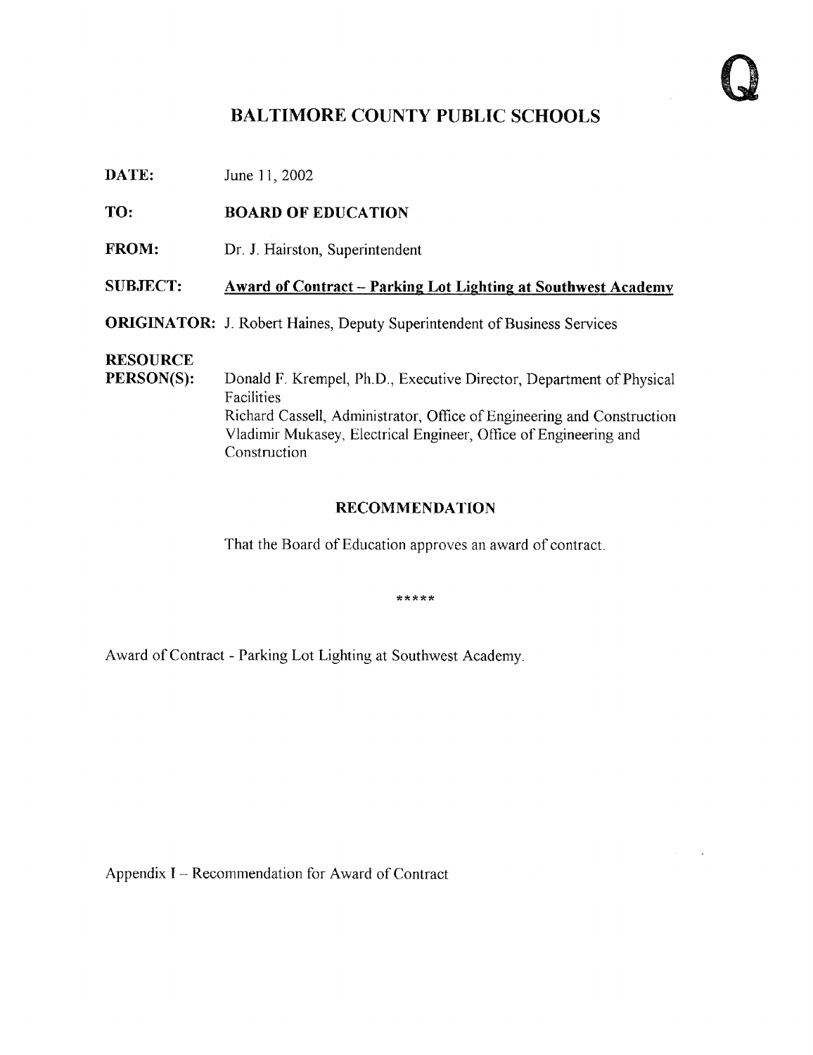Q

# BALTIMORE COUNTY PUBLIC SCHOOLS

**DATE:** June 11, 2002

**TO:** **BOARD OF EDUCATION**

**FROM:** Dr. J. Hairston, Superintendent

**SUBJECT:** **Award of Contract – Parking Lot Lighting at Southwest Academy**

**ORIGINATOR:** J. Robert Haines, Deputy Superintendent of Business Services

**RESOURCE PERSON(S):** Donald F. Krempel, Ph.D., Executive Director, Department of Physical Facilities
Richard Cassell, Administrator, Office of Engineering and Construction
Vladimir Mukasey, Electrical Engineer, Office of Engineering and Construction

## RECOMMENDATION

That the Board of Education approves an award of contract.

*****

Award of Contract - Parking Lot Lighting at Southwest Academy.

Appendix I – Recommendation for Award of Contract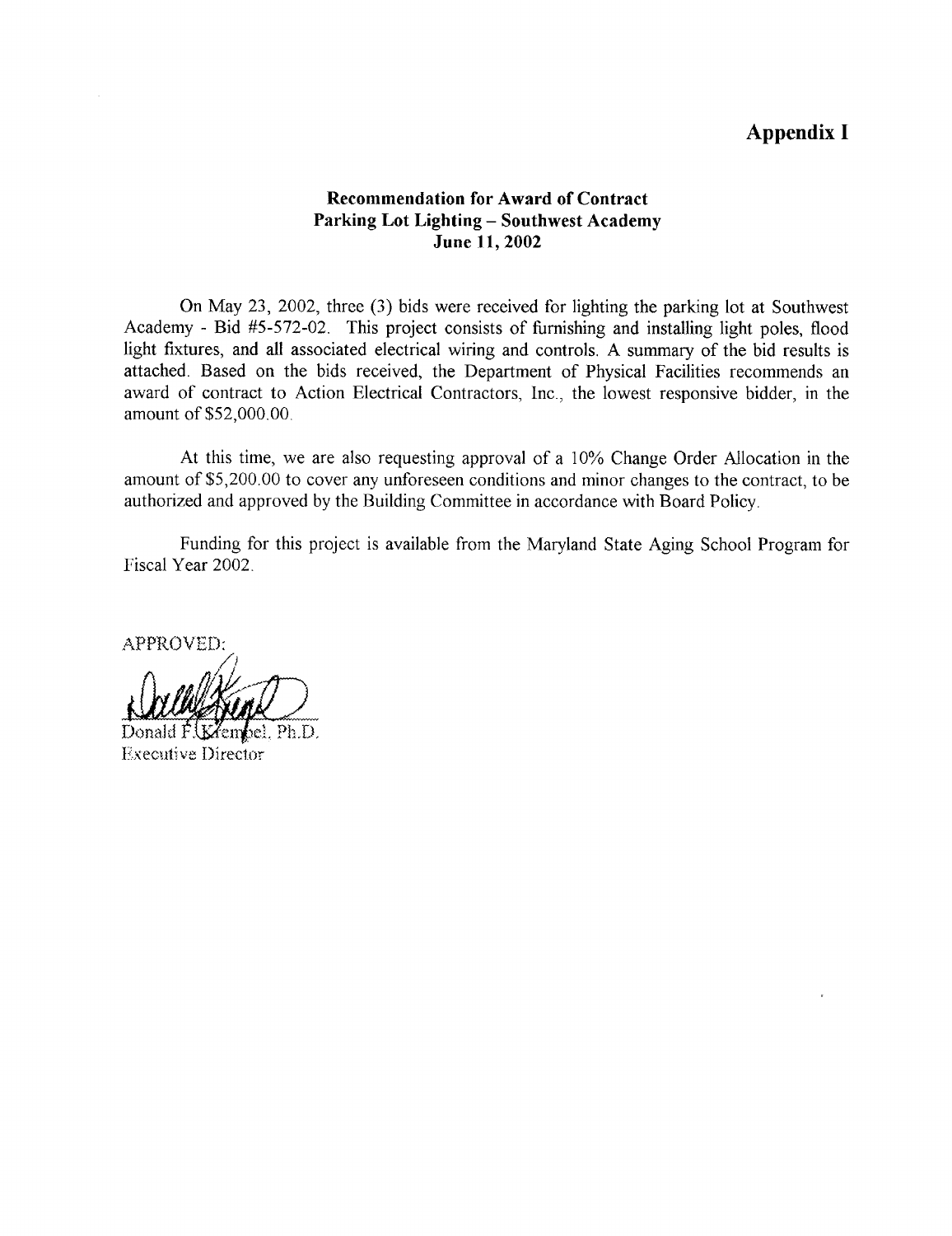# Appendix I

### Recommendation for Award of Contract
### Parking Lot Lighting – Southwest Academy
### June 11, 2002

On May 23, 2002, three (3) bids were received for lighting the parking lot at Southwest Academy - Bid #5-572-02. This project consists of furnishing and installing light poles, flood light fixtures, and all associated electrical wiring and controls. A summary of the bid results is attached. Based on the bids received, the Department of Physical Facilities recommends an award of contract to Action Electrical Contractors, Inc., the lowest responsive bidder, in the amount of $52,000.00.

At this time, we are also requesting approval of a 10% Change Order Allocation in the amount of $5,200.00 to cover any unforeseen conditions and minor changes to the contract, to be authorized and approved by the Building Committee in accordance with Board Policy.

Funding for this project is available from the Maryland State Aging School Program for Fiscal Year 2002.

APPROVED:

Donald F. Krempel, Ph.D.
Executive Director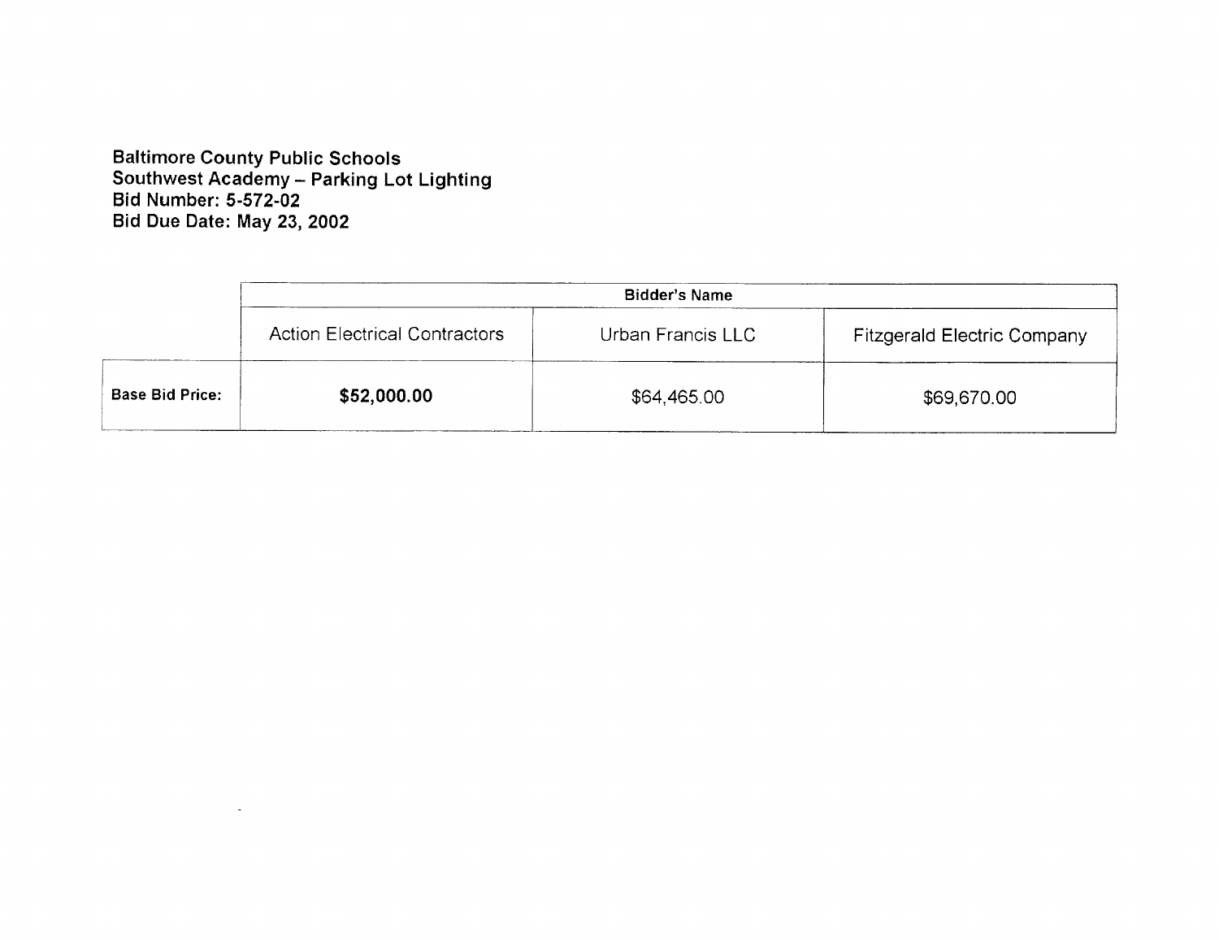**Baltimore County Public Schools**
**Southwest Academy – Parking Lot Lighting**
**Bid Number: 5-572-02**
**Bid Due Date: May 23, 2002**

| | **Bidder's Name** | | |
|---|---|---|---|
| | Action Electrical Contractors | Urban Francis LLC | Fitzgerald Electric Company |
| **Base Bid Price:** | **$52,000.00** | $64,465.00 | $69,670.00 |